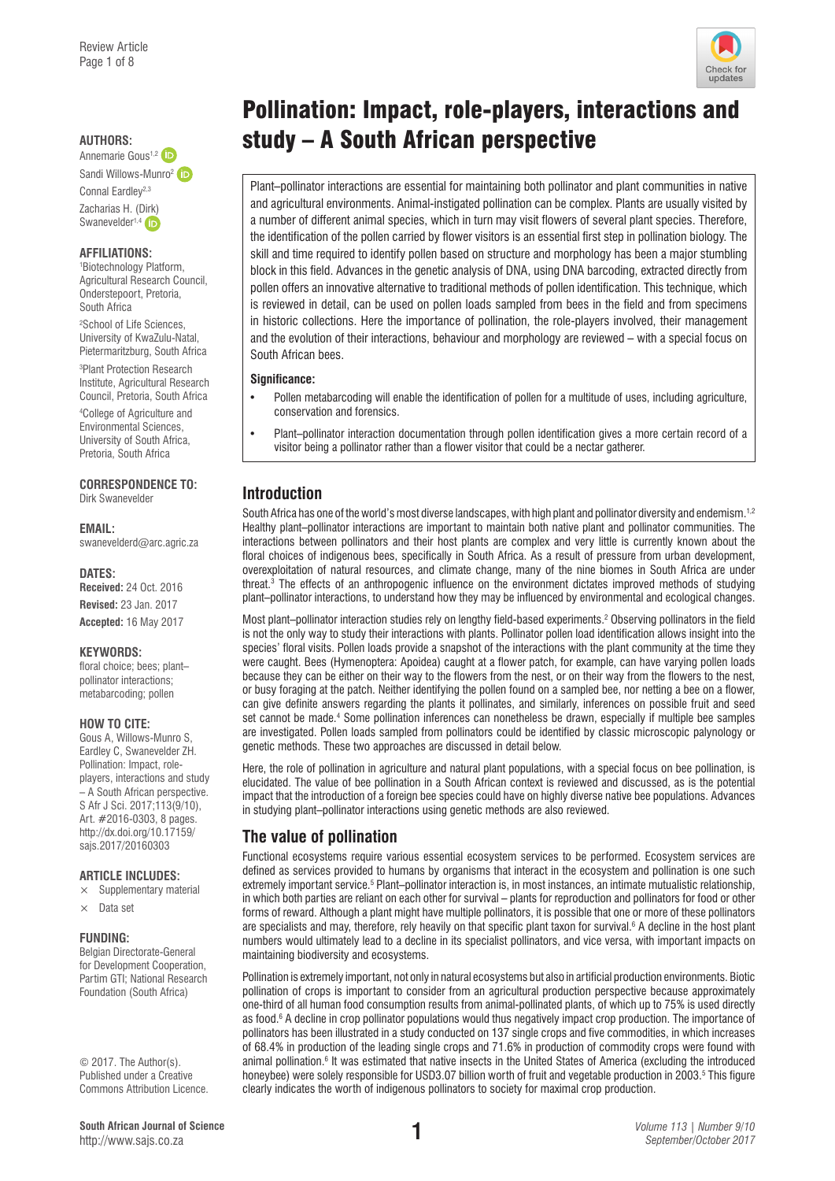Review Article

# Pollination: Impact, role-players, interactions and study – A South African perspective

**AUTHORS:**
Annemarie Gous[1,2]
Sandi Willows-Munro[2]
Connal Eardley[2,3]
Zacharias H. (Dirk) Swanevelder[1,4]

**AFFILIATIONS:**
[1]Biotechnology Platform, Agricultural Research Council, Onderstepoort, Pretoria, South Africa
[2]School of Life Sciences, University of KwaZulu-Natal, Pietermaritzburg, South Africa
[3]Plant Protection Research Institute, Agricultural Research Council, Pretoria, South Africa
[4]College of Agriculture and Environmental Sciences, University of South Africa, Pretoria, South Africa

**CORRESPONDENCE TO:**
Dirk Swanevelder

**EMAIL:**
swanevelderd@arc.agric.za

**DATES:**
**Received:** 24 Oct. 2016
**Revised:** 23 Jan. 2017
**Accepted:** 16 May 2017

**KEYWORDS:**
floral choice; bees; plant–pollinator interactions; metabarcoding; pollen

**HOW TO CITE:**
Gous A, Willows-Munro S, Eardley C, Swanevelder ZH. Pollination: Impact, role-players, interactions and study – A South African perspective. S Afr J Sci. 2017;113(9/10), Art. #2016-0303, 8 pages. http://dx.doi.org/10.17159/sajs.2017/20160303

**ARTICLE INCLUDES:**
× Supplementary material
× Data set

**FUNDING:**
Belgian Directorate-General for Development Cooperation, Partim GTI; National Research Foundation (South Africa)

© 2017. The Author(s). Published under a Creative Commons Attribution Licence.

Plant–pollinator interactions are essential for maintaining both pollinator and plant communities in native and agricultural environments. Animal-instigated pollination can be complex. Plants are usually visited by a number of different animal species, which in turn may visit flowers of several plant species. Therefore, the identification of the pollen carried by flower visitors is an essential first step in pollination biology. The skill and time required to identify pollen based on structure and morphology has been a major stumbling block in this field. Advances in the genetic analysis of DNA, using DNA barcoding, extracted directly from pollen offers an innovative alternative to traditional methods of pollen identification. This technique, which is reviewed in detail, can be used on pollen loads sampled from bees in the field and from specimens in historic collections. Here the importance of pollination, the role-players involved, their management and the evolution of their interactions, behaviour and morphology are reviewed – with a special focus on South African bees.

**Significance:**

- Pollen metabarcoding will enable the identification of pollen for a multitude of uses, including agriculture, conservation and forensics.
- Plant–pollinator interaction documentation through pollen identification gives a more certain record of a visitor being a pollinator rather than a flower visitor that could be a nectar gatherer.

## Introduction

South Africa has one of the world's most diverse landscapes, with high plant and pollinator diversity and endemism.[1,2] Healthy plant–pollinator interactions are important to maintain both native plant and pollinator communities. The interactions between pollinators and their host plants are complex and very little is currently known about the floral choices of indigenous bees, specifically in South Africa. As a result of pressure from urban development, overexploitation of natural resources, and climate change, many of the nine biomes in South Africa are under threat.[3] The effects of an anthropogenic influence on the environment dictates improved methods of studying plant–pollinator interactions, to understand how they may be influenced by environmental and ecological changes.

Most plant–pollinator interaction studies rely on lengthy field-based experiments.[2] Observing pollinators in the field is not the only way to study their interactions with plants. Pollinator pollen load identification allows insight into the species' floral visits. Pollen loads provide a snapshot of the interactions with the plant community at the time they were caught. Bees (Hymenoptera: Apoidea) caught at a flower patch, for example, can have varying pollen loads because they can be either on their way to the flowers from the nest, or on their way from the flowers to the nest, or busy foraging at the patch. Neither identifying the pollen found on a sampled bee, nor netting a bee on a flower, can give definite answers regarding the plants it pollinates, and similarly, inferences on possible fruit and seed set cannot be made.[4] Some pollination inferences can nonetheless be drawn, especially if multiple bee samples are investigated. Pollen loads sampled from pollinators could be identified by classic microscopic palynology or genetic methods. These two approaches are discussed in detail below.

Here, the role of pollination in agriculture and natural plant populations, with a special focus on bee pollination, is elucidated. The value of bee pollination in a South African context is reviewed and discussed, as is the potential impact that the introduction of a foreign bee species could have on highly diverse native bee populations. Advances in studying plant–pollinator interactions using genetic methods are also reviewed.

## The value of pollination

Functional ecosystems require various essential ecosystem services to be performed. Ecosystem services are defined as services provided to humans by organisms that interact in the ecosystem and pollination is one such extremely important service.[5] Plant–pollinator interaction is, in most instances, an intimate mutualistic relationship, in which both parties are reliant on each other for survival – plants for reproduction and pollinators for food or other forms of reward. Although a plant might have multiple pollinators, it is possible that one or more of these pollinators are specialists and may, therefore, rely heavily on that specific plant taxon for survival.[6] A decline in the host plant numbers would ultimately lead to a decline in its specialist pollinators, and vice versa, with important impacts on maintaining biodiversity and ecosystems.

Pollination is extremely important, not only in natural ecosystems but also in artificial production environments. Biotic pollination of crops is important to consider from an agricultural production perspective because approximately one-third of all human food consumption results from animal-pollinated plants, of which up to 75% is used directly as food.[6] A decline in crop pollinator populations would thus negatively impact crop production. The importance of pollinators has been illustrated in a study conducted on 137 single crops and five commodities, in which increases of 68.4% in production of the leading single crops and 71.6% in production of commodity crops were found with animal pollination.[6] It was estimated that native insects in the United States of America (excluding the introduced honeybee) were solely responsible for USD3.07 billion worth of fruit and vegetable production in 2003.[5] This figure clearly indicates the worth of indigenous pollinators to society for maximal crop production.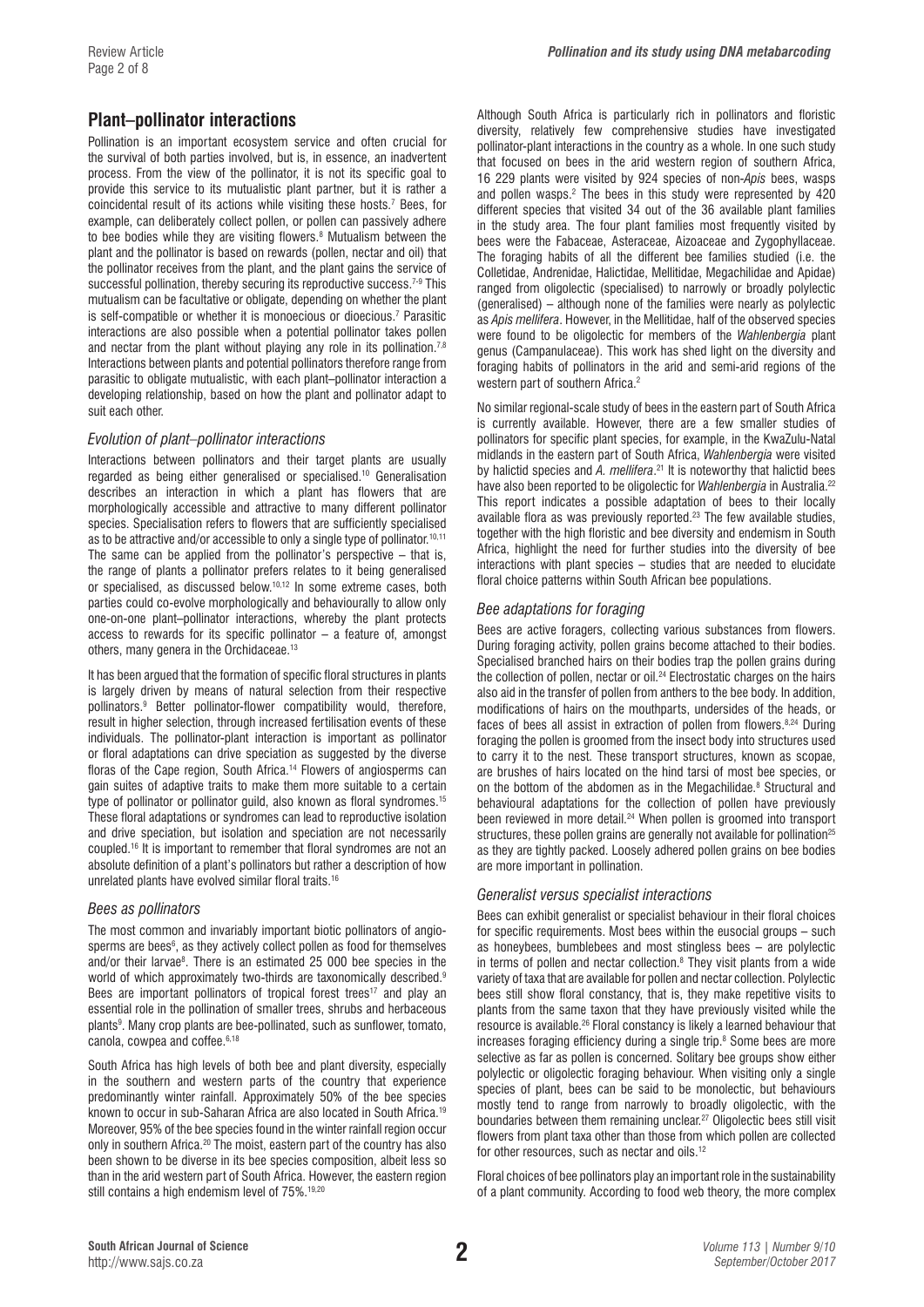## Plant–pollinator interactions

Pollination is an important ecosystem service and often crucial for the survival of both parties involved, but is, in essence, an inadvertent process. From the view of the pollinator, it is not its specific goal to provide this service to its mutualistic plant partner, but it is rather a coincidental result of its actions while visiting these hosts.[7] Bees, for example, can deliberately collect pollen, or pollen can passively adhere to bee bodies while they are visiting flowers.[8] Mutualism between the plant and the pollinator is based on rewards (pollen, nectar and oil) that the pollinator receives from the plant, and the plant gains the service of successful pollination, thereby securing its reproductive success.[7-9] This mutualism can be facultative or obligate, depending on whether the plant is self-compatible or whether it is monoecious or dioecious.[7] Parasitic interactions are also possible when a potential pollinator takes pollen and nectar from the plant without playing any role in its pollination.[7,8] Interactions between plants and potential pollinators therefore range from parasitic to obligate mutualistic, with each plant–pollinator interaction a developing relationship, based on how the plant and pollinator adapt to suit each other.

### *Evolution of plant–pollinator interactions*

Interactions between pollinators and their target plants are usually regarded as being either generalised or specialised.[10] Generalisation describes an interaction in which a plant has flowers that are morphologically accessible and attractive to many different pollinator species. Specialisation refers to flowers that are sufficiently specialised as to be attractive and/or accessible to only a single type of pollinator.[10,11] The same can be applied from the pollinator's perspective – that is, the range of plants a pollinator prefers relates to it being generalised or specialised, as discussed below.[10,12] In some extreme cases, both parties could co-evolve morphologically and behaviourally to allow only one-on-one plant–pollinator interactions, whereby the plant protects access to rewards for its specific pollinator – a feature of, amongst others, many genera in the Orchidaceae.[13]

It has been argued that the formation of specific floral structures in plants is largely driven by means of natural selection from their respective pollinators.[9] Better pollinator-flower compatibility would, therefore, result in higher selection, through increased fertilisation events of these individuals. The pollinator-plant interaction is important as pollinator or floral adaptations can drive speciation as suggested by the diverse floras of the Cape region, South Africa.[14] Flowers of angiosperms can gain suites of adaptive traits to make them more suitable to a certain type of pollinator or pollinator guild, also known as floral syndromes.[15] These floral adaptations or syndromes can lead to reproductive isolation and drive speciation, but isolation and speciation are not necessarily coupled.[16] It is important to remember that floral syndromes are not an absolute definition of a plant's pollinators but rather a description of how unrelated plants have evolved similar floral traits.[16]

### *Bees as pollinators*

The most common and invariably important biotic pollinators of angiosperms are bees[6], as they actively collect pollen as food for themselves and/or their larvae[8]. There is an estimated 25 000 bee species in the world of which approximately two-thirds are taxonomically described.[9] Bees are important pollinators of tropical forest trees[17] and play an essential role in the pollination of smaller trees, shrubs and herbaceous plants[9]. Many crop plants are bee-pollinated, such as sunflower, tomato, canola, cowpea and coffee.[6,18]

South Africa has high levels of both bee and plant diversity, especially in the southern and western parts of the country that experience predominantly winter rainfall. Approximately 50% of the bee species known to occur in sub-Saharan Africa are also located in South Africa.[19] Moreover, 95% of the bee species found in the winter rainfall region occur only in southern Africa.[20] The moist, eastern part of the country has also been shown to be diverse in its bee species composition, albeit less so than in the arid western part of South Africa. However, the eastern region still contains a high endemism level of 75%.[19,20]

Although South Africa is particularly rich in pollinators and floristic diversity, relatively few comprehensive studies have investigated pollinator-plant interactions in the country as a whole. In one such study that focused on bees in the arid western region of southern Africa, 16 229 plants were visited by 924 species of non-*Apis* bees, wasps and pollen wasps.[2] The bees in this study were represented by 420 different species that visited 34 out of the 36 available plant families in the study area. The four plant families most frequently visited by bees were the Fabaceae, Asteraceae, Aizoaceae and Zygophyllaceae. The foraging habits of all the different bee families studied (i.e. the Colletidae, Andrenidae, Halictidae, Mellitidae, Megachilidae and Apidae) ranged from oligolectic (specialised) to narrowly or broadly polylectic (generalised) – although none of the families were nearly as polylectic as *Apis mellifera*. However, in the Mellitidae, half of the observed species were found to be oligolectic for members of the *Wahlenbergia* plant genus (Campanulaceae). This work has shed light on the diversity and foraging habits of pollinators in the arid and semi-arid regions of the western part of southern Africa.[2]

No similar regional-scale study of bees in the eastern part of South Africa is currently available. However, there are a few smaller studies of pollinators for specific plant species, for example, in the KwaZulu-Natal midlands in the eastern part of South Africa, *Wahlenbergia* were visited by halictid species and *A. mellifera*.[21] It is noteworthy that halictid bees have also been reported to be oligolectic for *Wahlenbergia* in Australia.[22] This report indicates a possible adaptation of bees to their locally available flora as was previously reported.[23] The few available studies, together with the high floristic and bee diversity and endemism in South Africa, highlight the need for further studies into the diversity of bee interactions with plant species – studies that are needed to elucidate floral choice patterns within South African bee populations.

### *Bee adaptations for foraging*

Bees are active foragers, collecting various substances from flowers. During foraging activity, pollen grains become attached to their bodies. Specialised branched hairs on their bodies trap the pollen grains during the collection of pollen, nectar or oil.[24] Electrostatic charges on the hairs also aid in the transfer of pollen from anthers to the bee body. In addition, modifications of hairs on the mouthparts, undersides of the heads, or faces of bees all assist in extraction of pollen from flowers.[8,24] During foraging the pollen is groomed from the insect body into structures used to carry it to the nest. These transport structures, known as scopae, are brushes of hairs located on the hind tarsi of most bee species, or on the bottom of the abdomen as in the Megachilidae.[8] Structural and behavioural adaptations for the collection of pollen have previously been reviewed in more detail.[24] When pollen is groomed into transport structures, these pollen grains are generally not available for pollination[25] as they are tightly packed. Loosely adhered pollen grains on bee bodies are more important in pollination.

### *Generalist versus specialist interactions*

Bees can exhibit generalist or specialist behaviour in their floral choices for specific requirements. Most bees within the eusocial groups – such as honeybees, bumblebees and most stingless bees – are polylectic in terms of pollen and nectar collection.[8] They visit plants from a wide variety of taxa that are available for pollen and nectar collection. Polylectic bees still show floral constancy, that is, they make repetitive visits to plants from the same taxon that they have previously visited while the resource is available.[26] Floral constancy is likely a learned behaviour that increases foraging efficiency during a single trip.[8] Some bees are more selective as far as pollen is concerned. Solitary bee groups show either polylectic or oligolectic foraging behaviour. When visiting only a single species of plant, bees can be said to be monolectic, but behaviours mostly tend to range from narrowly to broadly oligolectic, with the boundaries between them remaining unclear.[27] Oligolectic bees still visit flowers from plant taxa other than those from which pollen are collected for other resources, such as nectar and oils.[12]

Floral choices of bee pollinators play an important role in the sustainability of a plant community. According to food web theory, the more complex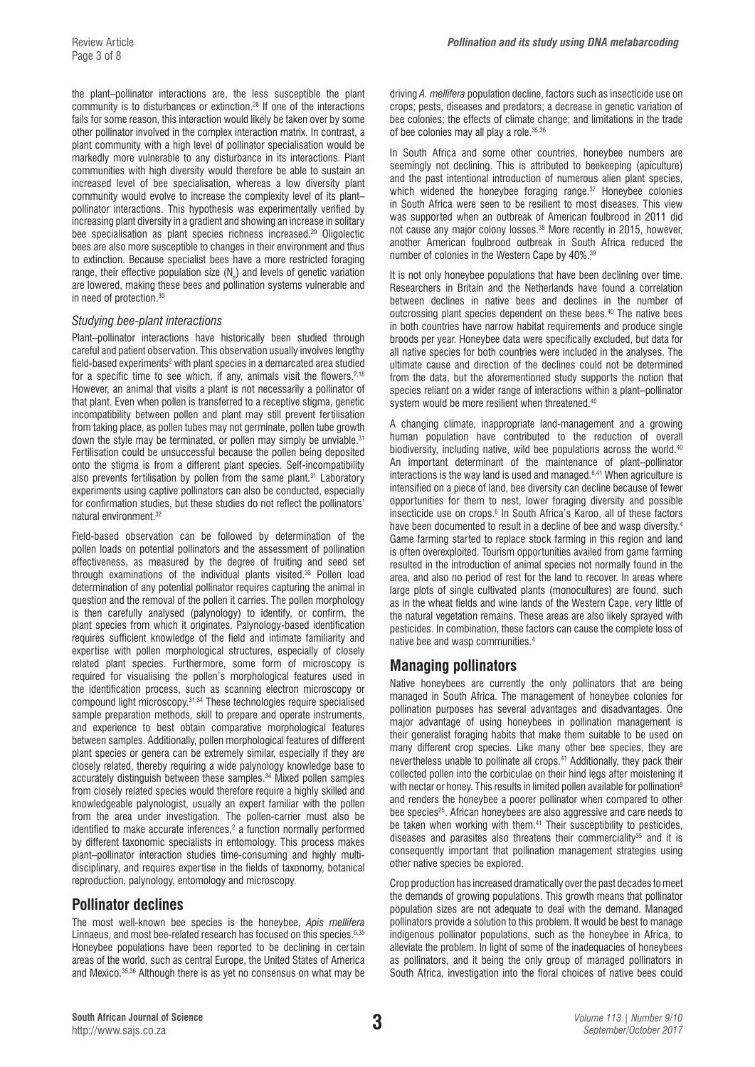the plant–pollinator interactions are, the less susceptible the plant community is to disturbances or extinction.[28] If one of the interactions fails for some reason, this interaction would likely be taken over by some other pollinator involved in the complex interaction matrix. In contrast, a plant community with a high level of pollinator specialisation would be markedly more vulnerable to any disturbance in its interactions. Plant communities with high diversity would therefore be able to sustain an increased level of bee specialisation, whereas a low diversity plant community would evolve to increase the complexity level of its plant–pollinator interactions. This hypothesis was experimentally verified by increasing plant diversity in a gradient and showing an increase in solitary bee specialisation as plant species richness increased.[29] Oligolectic bees are also more susceptible to changes in their environment and thus to extinction. Because specialist bees have a more restricted foraging range, their effective population size ($N_e$) and levels of genetic variation are lowered, making these bees and pollination systems vulnerable and in need of protection.[30]

### *Studying bee-plant interactions*

Plant–pollinator interactions have historically been studied through careful and patient observation. This observation usually involves lengthy field-based experiments[2] with plant species in a demarcated area studied for a specific time to see which, if any, animals visit the flowers.[2,18] However, an animal that visits a plant is not necessarily a pollinator of that plant. Even when pollen is transferred to a receptive stigma, genetic incompatibility between pollen and plant may still prevent fertilisation from taking place, as pollen tubes may not germinate, pollen tube growth down the style may be terminated, or pollen may simply be unviable.[31] Fertilisation could be unsuccessful because the pollen being deposited onto the stigma is from a different plant species. Self-incompatibility also prevents fertilisation by pollen from the same plant.[31] Laboratory experiments using captive pollinators can also be conducted, especially for confirmation studies, but these studies do not reflect the pollinators' natural environment.[32]

Field-based observation can be followed by determination of the pollen loads on potential pollinators and the assessment of pollination effectiveness, as measured by the degree of fruiting and seed set through examinations of the individual plants visited.[33] Pollen load determination of any potential pollinator requires capturing the animal in question and the removal of the pollen it carries. The pollen morphology is then carefully analysed (palynology) to identify, or confirm, the plant species from which it originates. Palynology-based identification requires sufficient knowledge of the field and intimate familiarity and expertise with pollen morphological structures, especially of closely related plant species. Furthermore, some form of microscopy is required for visualising the pollen's morphological features used in the identification process, such as scanning electron microscopy or compound light microscopy.[31,34] These technologies require specialised sample preparation methods, skill to prepare and operate instruments, and experience to best obtain comparative morphological features between samples. Additionally, pollen morphological features of different plant species or genera can be extremely similar, especially if they are closely related, thereby requiring a wide palynology knowledge base to accurately distinguish between these samples.[34] Mixed pollen samples from closely related species would therefore require a highly skilled and knowledgeable palynologist, usually an expert familiar with the pollen from the area under investigation. The pollen-carrier must also be identified to make accurate inferences,[2] a function normally performed by different taxonomic specialists in entomology. This process makes plant–pollinator interaction studies time-consuming and highly multi-disciplinary, and requires expertise in the fields of taxonomy, botanical reproduction, palynology, entomology and microscopy.

## Pollinator declines

The most well-known bee species is the honeybee, *Apis mellifera* Linnaeus, and most bee-related research has focused on this species.[6,35] Honeybee populations have been reported to be declining in certain areas of the world, such as central Europe, the United States of America and Mexico.[35,36] Although there is as yet no consensus on what may be driving *A. mellifera* population decline, factors such as insecticide use on crops; pests, diseases and predators; a decrease in genetic variation of bee colonies; the effects of climate change; and limitations in the trade of bee colonies may all play a role.[35,36]

In South Africa and some other countries, honeybee numbers are seemingly not declining. This is attributed to beekeeping (apiculture) and the past intentional introduction of numerous alien plant species, which widened the honeybee foraging range.[37] Honeybee colonies in South Africa were seen to be resilient to most diseases. This view was supported when an outbreak of American foulbrood in 2011 did not cause any major colony losses.[38] More recently in 2015, however, another American foulbrood outbreak in South Africa reduced the number of colonies in the Western Cape by 40%.[39]

It is not only honeybee populations that have been declining over time. Researchers in Britain and the Netherlands have found a correlation between declines in native bees and declines in the number of outcrossing plant species dependent on these bees.[40] The native bees in both countries have narrow habitat requirements and produce single broods per year. Honeybee data were specifically excluded, but data for all native species for both countries were included in the analyses. The ultimate cause and direction of the declines could not be determined from the data, but the aforementioned study supports the notion that species reliant on a wider range of interactions within a plant–pollinator system would be more resilient when threatened.[40]

A changing climate, inappropriate land-management and a growing human population have contributed to the reduction of overall biodiversity, including native, wild bee populations across the world.[40] An important determinant of the maintenance of plant–pollinator interactions is the way land is used and managed.[6,41] When agriculture is intensified on a piece of land, bee diversity can decline because of fewer opportunities for them to nest, lower foraging diversity and possible insecticide use on crops.[6] In South Africa's Karoo, all of these factors have been documented to result in a decline of bee and wasp diversity.[4] Game farming started to replace stock farming in this region and land is often overexploited. Tourism opportunities availed from game farming resulted in the introduction of animal species not normally found in the area, and also no period of rest for the land to recover. In areas where large plots of single cultivated plants (monocultures) are found, such as in the wheat fields and wine lands of the Western Cape, very little of the natural vegetation remains. These areas are also likely sprayed with pesticides. In combination, these factors can cause the complete loss of native bee and wasp communities.[4]

## Managing pollinators

Native honeybees are currently the only pollinators that are being managed in South Africa. The management of honeybee colonies for pollination purposes has several advantages and disadvantages. One major advantage of using honeybees in pollination management is their generalist foraging habits that make them suitable to be used on many different crop species. Like many other bee species, they are nevertheless unable to pollinate all crops.[41] Additionally, they pack their collected pollen into the corbiculae on their hind legs after moistening it with nectar or honey. This results in limited pollen available for pollination[8] and renders the honeybee a poorer pollinator when compared to other bee species[25]. African honeybees are also aggressive and care needs to be taken when working with them.[41] Their susceptibility to pesticides, diseases and parasites also threatens their commerciality[35] and it is consequently important that pollination management strategies using other native species be explored.

Crop production has increased dramatically over the past decades to meet the demands of growing populations. This growth means that pollinator population sizes are not adequate to deal with the demand. Managed pollinators provide a solution to this problem. It would be best to manage indigenous pollinator populations, such as the honeybee in Africa, to alleviate the problem. In light of some of the inadequacies of honeybees as pollinators, and it being the only group of managed pollinators in South Africa, investigation into the floral choices of native bees could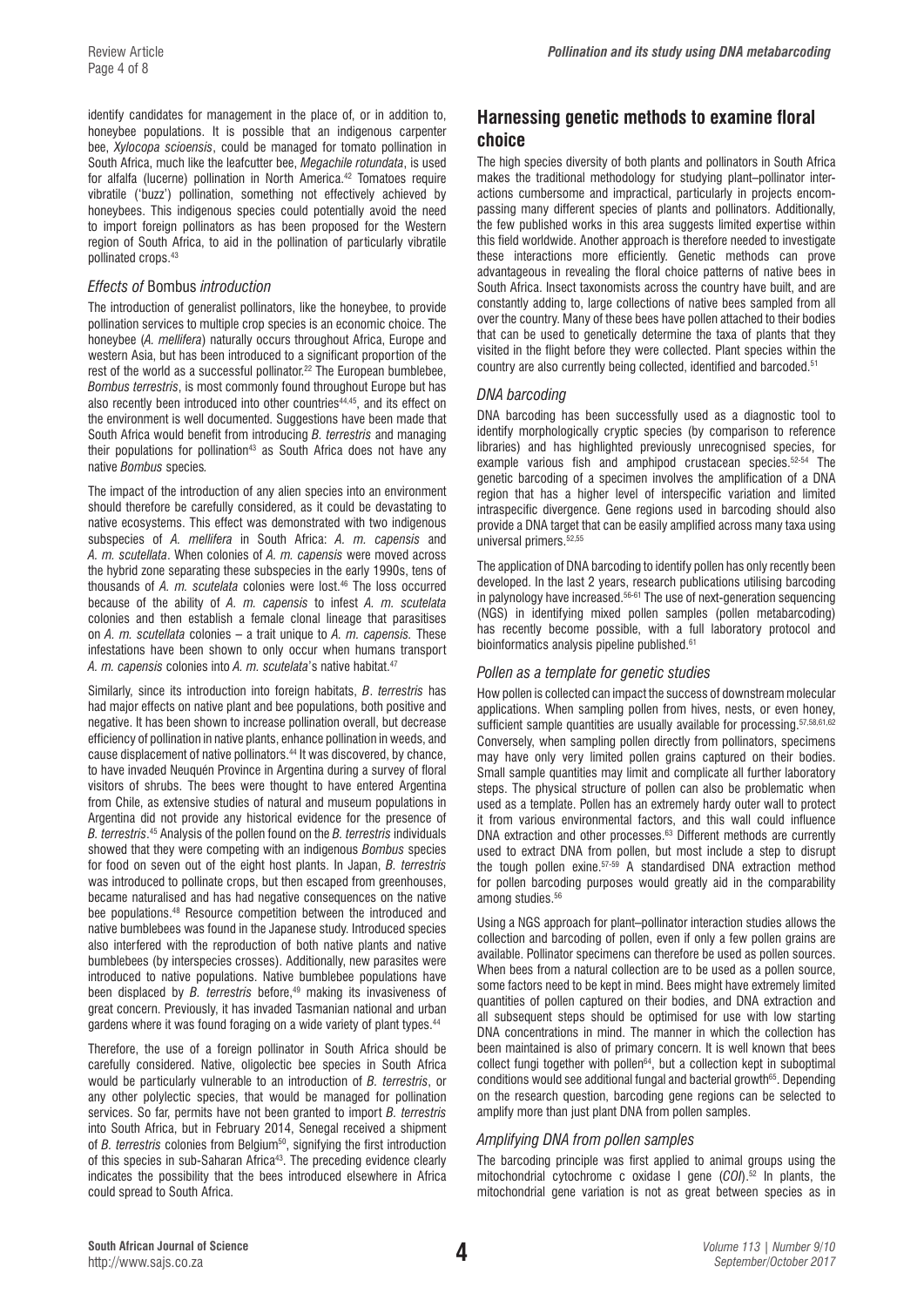identify candidates for management in the place of, or in addition to, honeybee populations. It is possible that an indigenous carpenter bee, *Xylocopa scioensis*, could be managed for tomato pollination in South Africa, much like the leafcutter bee, *Megachile rotundata*, is used for alfalfa (lucerne) pollination in North America.[42] Tomatoes require vibratile ('buzz') pollination, something not effectively achieved by honeybees. This indigenous species could potentially avoid the need to import foreign pollinators as has been proposed for the Western region of South Africa, to aid in the pollination of particularly vibratile pollinated crops.[43]

### *Effects of* Bombus *introduction*

The introduction of generalist pollinators, like the honeybee, to provide pollination services to multiple crop species is an economic choice. The honeybee (*A. mellifera*) naturally occurs throughout Africa, Europe and western Asia, but has been introduced to a significant proportion of the rest of the world as a successful pollinator.[22] The European bumblebee, *Bombus terrestris*, is most commonly found throughout Europe but has also recently been introduced into other countries[44,45], and its effect on the environment is well documented. Suggestions have been made that South Africa would benefit from introducing *B. terrestris* and managing their populations for pollination[43] as South Africa does not have any native *Bombus* species.

The impact of the introduction of any alien species into an environment should therefore be carefully considered, as it could be devastating to native ecosystems. This effect was demonstrated with two indigenous subspecies of *A. mellifera* in South Africa: *A. m. capensis* and *A. m. scutellata*. When colonies of *A. m. capensis* were moved across the hybrid zone separating these subspecies in the early 1990s, tens of thousands of *A. m. scutelata* colonies were lost.[46] The loss occurred because of the ability of *A. m. capensis* to infest *A. m. scutelata* colonies and then establish a female clonal lineage that parasitises on *A. m. scutellata* colonies – a trait unique to *A. m. capensis.* These infestations have been shown to only occur when humans transport *A. m. capensis* colonies into *A. m. scutelata*'s native habitat.[47]

Similarly, since its introduction into foreign habitats, *B. terrestris* has had major effects on native plant and bee populations, both positive and negative. It has been shown to increase pollination overall, but decrease efficiency of pollination in native plants, enhance pollination in weeds, and cause displacement of native pollinators.[44] It was discovered, by chance, to have invaded Neuquén Province in Argentina during a survey of floral visitors of shrubs. The bees were thought to have entered Argentina from Chile, as extensive studies of natural and museum populations in Argentina did not provide any historical evidence for the presence of *B. terrestris*.[45] Analysis of the pollen found on the *B. terrestris* individuals showed that they were competing with an indigenous *Bombus* species for food on seven out of the eight host plants. In Japan, *B. terrestris* was introduced to pollinate crops, but then escaped from greenhouses, became naturalised and has had negative consequences on the native bee populations.[48] Resource competition between the introduced and native bumblebees was found in the Japanese study. Introduced species also interfered with the reproduction of both native plants and native bumblebees (by interspecies crosses). Additionally, new parasites were introduced to native populations. Native bumblebee populations have been displaced by *B. terrestris* before,[49] making its invasiveness of great concern. Previously, it has invaded Tasmanian national and urban gardens where it was found foraging on a wide variety of plant types.[44]

Therefore, the use of a foreign pollinator in South Africa should be carefully considered. Native, oligolectic bee species in South Africa would be particularly vulnerable to an introduction of *B. terrestris*, or any other polylectic species, that would be managed for pollination services. So far, permits have not been granted to import *B. terrestris* into South Africa, but in February 2014, Senegal received a shipment of *B. terrestris* colonies from Belgium[50], signifying the first introduction of this species in sub-Saharan Africa[43]. The preceding evidence clearly indicates the possibility that the bees introduced elsewhere in Africa could spread to South Africa.

## Harnessing genetic methods to examine floral choice

The high species diversity of both plants and pollinators in South Africa makes the traditional methodology for studying plant–pollinator interactions cumbersome and impractical, particularly in projects encompassing many different species of plants and pollinators. Additionally, the few published works in this area suggests limited expertise within this field worldwide. Another approach is therefore needed to investigate these interactions more efficiently. Genetic methods can prove advantageous in revealing the floral choice patterns of native bees in South Africa. Insect taxonomists across the country have built, and are constantly adding to, large collections of native bees sampled from all over the country. Many of these bees have pollen attached to their bodies that can be used to genetically determine the taxa of plants that they visited in the flight before they were collected. Plant species within the country are also currently being collected, identified and barcoded.[51]

### *DNA barcoding*

DNA barcoding has been successfully used as a diagnostic tool to identify morphologically cryptic species (by comparison to reference libraries) and has highlighted previously unrecognised species, for example various fish and amphipod crustacean species.[52-54] The genetic barcoding of a specimen involves the amplification of a DNA region that has a higher level of interspecific variation and limited intraspecific divergence. Gene regions used in barcoding should also provide a DNA target that can be easily amplified across many taxa using universal primers.[52,55]

The application of DNA barcoding to identify pollen has only recently been developed. In the last 2 years, research publications utilising barcoding in palynology have increased.[56-61] The use of next-generation sequencing (NGS) in identifying mixed pollen samples (pollen metabarcoding) has recently become possible, with a full laboratory protocol and bioinformatics analysis pipeline published.[61]

### *Pollen as a template for genetic studies*

How pollen is collected can impact the success of downstream molecular applications. When sampling pollen from hives, nests, or even honey, sufficient sample quantities are usually available for processing.[57,58,61,62] Conversely, when sampling pollen directly from pollinators, specimens may have only very limited pollen grains captured on their bodies. Small sample quantities may limit and complicate all further laboratory steps. The physical structure of pollen can also be problematic when used as a template. Pollen has an extremely hardy outer wall to protect it from various environmental factors, and this wall could influence DNA extraction and other processes.[63] Different methods are currently used to extract DNA from pollen, but most include a step to disrupt the tough pollen exine.[57-59] A standardised DNA extraction method for pollen barcoding purposes would greatly aid in the comparability among studies.[56]

Using a NGS approach for plant–pollinator interaction studies allows the collection and barcoding of pollen, even if only a few pollen grains are available. Pollinator specimens can therefore be used as pollen sources. When bees from a natural collection are to be used as a pollen source, some factors need to be kept in mind. Bees might have extremely limited quantities of pollen captured on their bodies, and DNA extraction and all subsequent steps should be optimised for use with low starting DNA concentrations in mind. The manner in which the collection has been maintained is also of primary concern. It is well known that bees collect fungi together with pollen[64], but a collection kept in suboptimal conditions would see additional fungal and bacterial growth[65]. Depending on the research question, barcoding gene regions can be selected to amplify more than just plant DNA from pollen samples.

### *Amplifying DNA from pollen samples*

The barcoding principle was first applied to animal groups using the mitochondrial cytochrome c oxidase I gene (*COI*).[52] In plants, the mitochondrial gene variation is not as great between species as in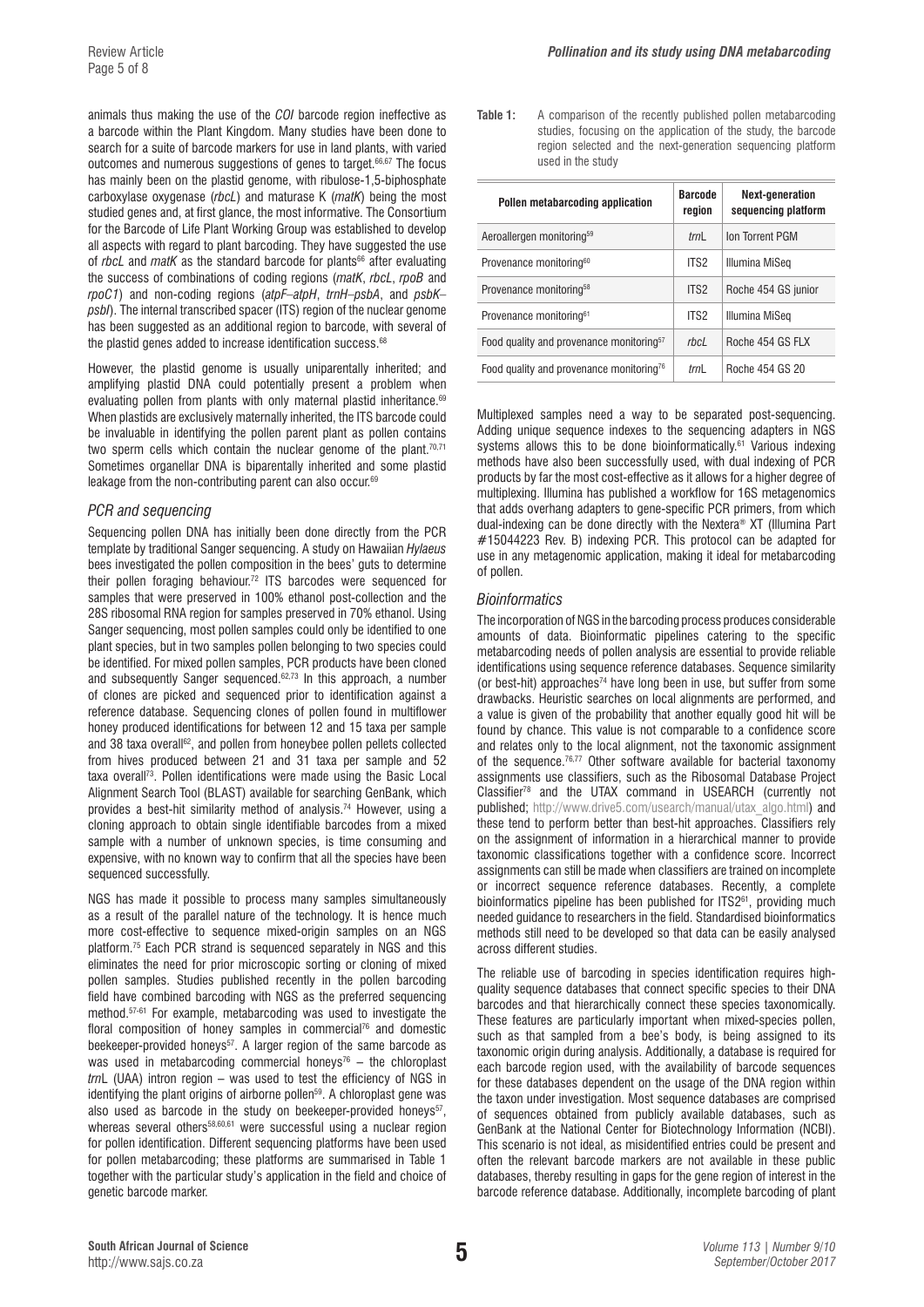animals thus making the use of the *COI* barcode region ineffective as a barcode within the Plant Kingdom. Many studies have been done to search for a suite of barcode markers for use in land plants, with varied outcomes and numerous suggestions of genes to target.[66,67] The focus has mainly been on the plastid genome, with ribulose-1,5-biphosphate carboxylase oxygenase (*rbcL*) and maturase K (*matK*) being the most studied genes and, at first glance, the most informative. The Consortium for the Barcode of Life Plant Working Group was established to develop all aspects with regard to plant barcoding. They have suggested the use of *rbcL* and *matK* as the standard barcode for plants[66] after evaluating the success of combinations of coding regions (*matK*, *rbcL*, *rpoB* and *rpoC1*) and non-coding regions (*atpF–atpH*, *trnH–psbA*, and *psbK–psbI*). The internal transcribed spacer (ITS) region of the nuclear genome has been suggested as an additional region to barcode, with several of the plastid genes added to increase identification success.[68]

However, the plastid genome is usually uniparentally inherited; and amplifying plastid DNA could potentially present a problem when evaluating pollen from plants with only maternal plastid inheritance.[69] When plastids are exclusively maternally inherited, the ITS barcode could be invaluable in identifying the pollen parent plant as pollen contains two sperm cells which contain the nuclear genome of the plant.[70,71] Sometimes organellar DNA is biparentally inherited and some plastid leakage from the non-contributing parent can also occur.[69]

### PCR and sequencing

Sequencing pollen DNA has initially been done directly from the PCR template by traditional Sanger sequencing. A study on Hawaiian *Hylaeus* bees investigated the pollen composition in the bees' guts to determine their pollen foraging behaviour.[72] ITS barcodes were sequenced for samples that were preserved in 100% ethanol post-collection and the 28S ribosomal RNA region for samples preserved in 70% ethanol. Using Sanger sequencing, most pollen samples could only be identified to one plant species, but in two samples pollen belonging to two species could be identified. For mixed pollen samples, PCR products have been cloned and subsequently Sanger sequenced.[62,73] In this approach, a number of clones are picked and sequenced prior to identification against a reference database. Sequencing clones of pollen found in multiflower honey produced identifications for between 12 and 15 taxa per sample and 38 taxa overall[62], and pollen from honeybee pollen pellets collected from hives produced between 21 and 31 taxa per sample and 52 taxa overall[73]. Pollen identifications were made using the Basic Local Alignment Search Tool (BLAST) available for searching GenBank, which provides a best-hit similarity method of analysis.[74] However, using a cloning approach to obtain single identifiable barcodes from a mixed sample with a number of unknown species, is time consuming and expensive, with no known way to confirm that all the species have been sequenced successfully.

NGS has made it possible to process many samples simultaneously as a result of the parallel nature of the technology. It is hence much more cost-effective to sequence mixed-origin samples on an NGS platform.[75] Each PCR strand is sequenced separately in NGS and this eliminates the need for prior microscopic sorting or cloning of mixed pollen samples. Studies published recently in the pollen barcoding field have combined barcoding with NGS as the preferred sequencing method.[57-61] For example, metabarcoding was used to investigate the floral composition of honey samples in commercial[76] and domestic beekeeper-provided honeys[57]. A larger region of the same barcode as was used in metabarcoding commercial honeys[76] – the chloroplast *trn*L (UAA) intron region – was used to test the efficiency of NGS in identifying the plant origins of airborne pollen[59]. A chloroplast gene was also used as barcode in the study on beekeeper-provided honeys[57], whereas several others[58,60,61] were successful using a nuclear region for pollen identification. Different sequencing platforms have been used for pollen metabarcoding; these platforms are summarised in Table 1 together with the particular study's application in the field and choice of genetic barcode marker.

**Table 1:** A comparison of the recently published pollen metabarcoding studies, focusing on the application of the study, the barcode region selected and the next-generation sequencing platform used in the study

| Pollen metabarcoding application | Barcode region | Next-generation sequencing platform |
|---|---|---|
| Aeroallergen monitoring[59] | *trn*L | Ion Torrent PGM |
| Provenance monitoring[60] | ITS2 | Illumina MiSeq |
| Provenance monitoring[58] | ITS2 | Roche 454 GS junior |
| Provenance monitoring[61] | ITS2 | Illumina MiSeq |
| Food quality and provenance monitoring[57] | *rbcL* | Roche 454 GS FLX |
| Food quality and provenance monitoring[76] | *trn*L | Roche 454 GS 20 |

Multiplexed samples need a way to be separated post-sequencing. Adding unique sequence indexes to the sequencing adapters in NGS systems allows this to be done bioinformatically.[61] Various indexing methods have also been successfully used, with dual indexing of PCR products by far the most cost-effective as it allows for a higher degree of multiplexing. Illumina has published a workflow for 16S metagenomics that adds overhang adapters to gene-specific PCR primers, from which dual-indexing can be done directly with the Nextera® XT (Illumina Part #15044223 Rev. B) indexing PCR. This protocol can be adapted for use in any metagenomic application, making it ideal for metabarcoding of pollen.

### Bioinformatics

The incorporation of NGS in the barcoding process produces considerable amounts of data. Bioinformatic pipelines catering to the specific metabarcoding needs of pollen analysis are essential to provide reliable identifications using sequence reference databases. Sequence similarity (or best-hit) approaches[74] have long been in use, but suffer from some drawbacks. Heuristic searches on local alignments are performed, and a value is given of the probability that another equally good hit will be found by chance. This value is not comparable to a confidence score and relates only to the local alignment, not the taxonomic assignment of the sequence.[76,77] Other software available for bacterial taxonomy assignments use classifiers, such as the Ribosomal Database Project Classifier[78] and the UTAX command in USEARCH (currently not published; http://www.drive5.com/usearch/manual/utax_algo.html) and these tend to perform better than best-hit approaches. Classifiers rely on the assignment of information in a hierarchical manner to provide taxonomic classifications together with a confidence score. Incorrect assignments can still be made when classifiers are trained on incomplete or incorrect sequence reference databases. Recently, a complete bioinformatics pipeline has been published for ITS2[61], providing much needed guidance to researchers in the field. Standardised bioinformatics methods still need to be developed so that data can be easily analysed across different studies.

The reliable use of barcoding in species identification requires high-quality sequence databases that connect specific species to their DNA barcodes and that hierarchically connect these species taxonomically. These features are particularly important when mixed-species pollen, such as that sampled from a bee's body, is being assigned to its taxonomic origin during analysis. Additionally, a database is required for each barcode region used, with the availability of barcode sequences for these databases dependent on the usage of the DNA region within the taxon under investigation. Most sequence databases are comprised of sequences obtained from publicly available databases, such as GenBank at the National Center for Biotechnology Information (NCBI). This scenario is not ideal, as misidentified entries could be present and often the relevant barcode markers are not available in these public databases, thereby resulting in gaps for the gene region of interest in the barcode reference database. Additionally, incomplete barcoding of plant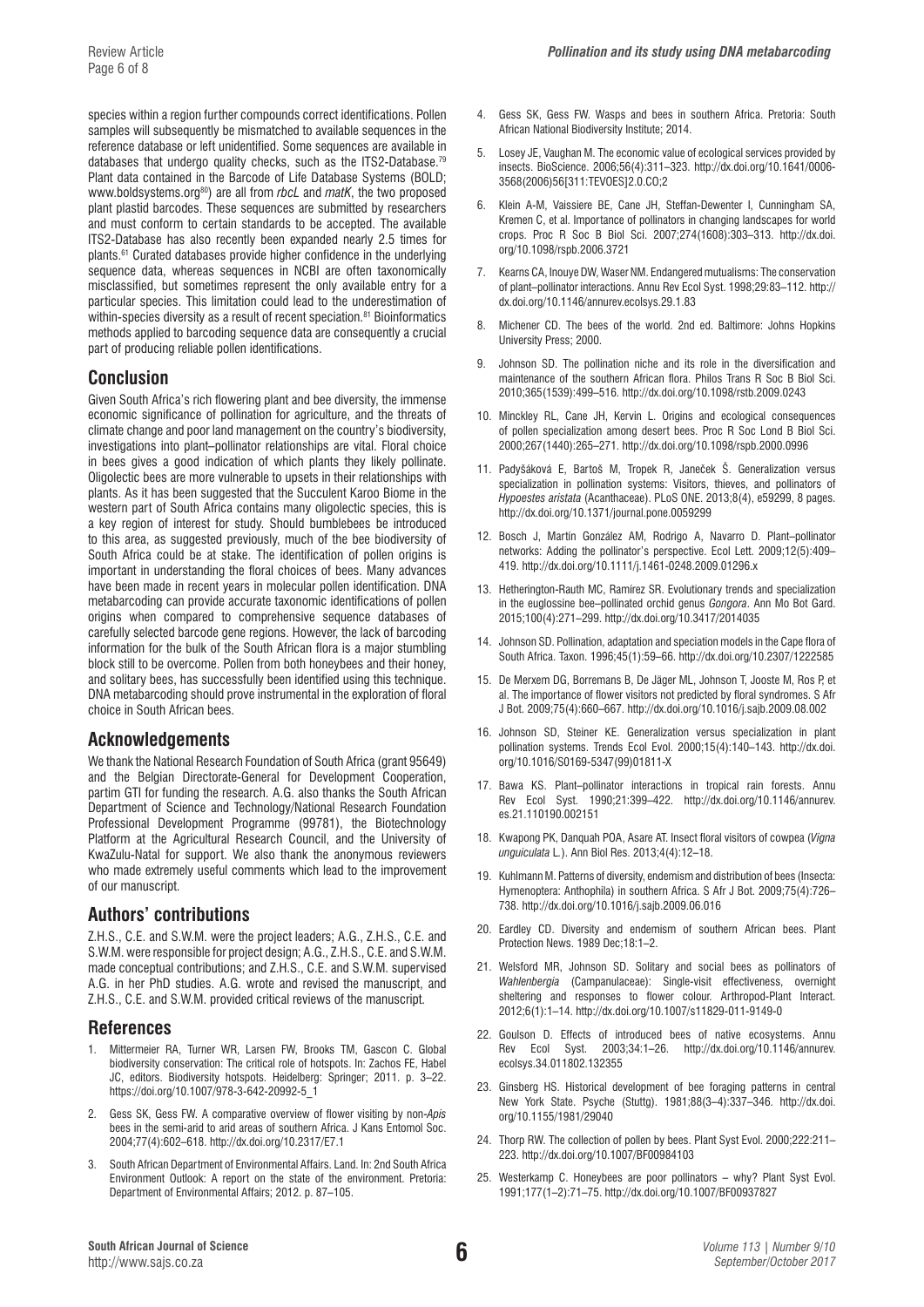species within a region further compounds correct identifications. Pollen samples will subsequently be mismatched to available sequences in the reference database or left unidentified. Some sequences are available in databases that undergo quality checks, such as the ITS2-Database.[79] Plant data contained in the Barcode of Life Database Systems (BOLD; www.boldsystems.org[80]) are all from *rbcL* and *matK*, the two proposed plant plastid barcodes. These sequences are submitted by researchers and must conform to certain standards to be accepted. The available ITS2-Database has also recently been expanded nearly 2.5 times for plants.[61] Curated databases provide higher confidence in the underlying sequence data, whereas sequences in NCBI are often taxonomically misclassified, but sometimes represent the only available entry for a particular species. This limitation could lead to the underestimation of within-species diversity as a result of recent speciation.[81] Bioinformatics methods applied to barcoding sequence data are consequently a crucial part of producing reliable pollen identifications.

## Conclusion

Given South Africa's rich flowering plant and bee diversity, the immense economic significance of pollination for agriculture, and the threats of climate change and poor land management on the country's biodiversity, investigations into plant–pollinator relationships are vital. Floral choice in bees gives a good indication of which plants they likely pollinate. Oligolectic bees are more vulnerable to upsets in their relationships with plants. As it has been suggested that the Succulent Karoo Biome in the western part of South Africa contains many oligolectic species, this is a key region of interest for study. Should bumblebees be introduced to this area, as suggested previously, much of the bee biodiversity of South Africa could be at stake. The identification of pollen origins is important in understanding the floral choices of bees. Many advances have been made in recent years in molecular pollen identification. DNA metabarcoding can provide accurate taxonomic identifications of pollen origins when compared to comprehensive sequence databases of carefully selected barcode gene regions. However, the lack of barcoding information for the bulk of the South African flora is a major stumbling block still to be overcome. Pollen from both honeybees and their honey, and solitary bees, has successfully been identified using this technique. DNA metabarcoding should prove instrumental in the exploration of floral choice in South African bees.

## Acknowledgements

We thank the National Research Foundation of South Africa (grant 95649) and the Belgian Directorate-General for Development Cooperation, partim GTI for funding the research. A.G. also thanks the South African Department of Science and Technology/National Research Foundation Professional Development Programme (99781), the Biotechnology Platform at the Agricultural Research Council, and the University of KwaZulu-Natal for support. We also thank the anonymous reviewers who made extremely useful comments which lead to the improvement of our manuscript.

## Authors' contributions

Z.H.S., C.E. and S.W.M. were the project leaders; A.G., Z.H.S., C.E. and S.W.M. were responsible for project design; A.G., Z.H.S., C.E. and S.W.M. made conceptual contributions; and Z.H.S., C.E. and S.W.M. supervised A.G. in her PhD studies. A.G. wrote and revised the manuscript, and Z.H.S., C.E. and S.W.M. provided critical reviews of the manuscript.

## References

1. Mittermeier RA, Turner WR, Larsen FW, Brooks TM, Gascon C. Global biodiversity conservation: The critical role of hotspots. In: Zachos FE, Habel JC, editors. Biodiversity hotspots. Heidelberg: Springer; 2011. p. 3–22. https://doi.org/10.1007/978-3-642-20992-5_1
2. Gess SK, Gess FW. A comparative overview of flower visiting by non-*Apis* bees in the semi-arid to arid areas of southern Africa. J Kans Entomol Soc. 2004;77(4):602–618. http://dx.doi.org/10.2317/E7.1
3. South African Department of Environmental Affairs. Land. In: 2nd South Africa Environment Outlook: A report on the state of the environment. Pretoria: Department of Environmental Affairs; 2012. p. 87–105.
4. Gess SK, Gess FW. Wasps and bees in southern Africa. Pretoria: South African National Biodiversity Institute; 2014.
5. Losey JE, Vaughan M. The economic value of ecological services provided by insects. BioScience. 2006;56(4):311–323. http://dx.doi.org/10.1641/0006-3568(2006)56[311:TEVOES]2.0.CO;2
6. Klein A-M, Vaissiere BE, Cane JH, Steffan-Dewenter I, Cunningham SA, Kremen C, et al. Importance of pollinators in changing landscapes for world crops. Proc R Soc B Biol Sci. 2007;274(1608):303–313. http://dx.doi.org/10.1098/rspb.2006.3721
7. Kearns CA, Inouye DW, Waser NM. Endangered mutualisms: The conservation of plant–pollinator interactions. Annu Rev Ecol Syst. 1998;29:83–112. http://dx.doi.org/10.1146/annurev.ecolsys.29.1.83
8. Michener CD. The bees of the world. 2nd ed. Baltimore: Johns Hopkins University Press; 2000.
9. Johnson SD. The pollination niche and its role in the diversification and maintenance of the southern African flora. Philos Trans R Soc B Biol Sci. 2010;365(1539):499–516. http://dx.doi.org/10.1098/rstb.2009.0243
10. Minckley RL, Cane JH, Kervin L. Origins and ecological consequences of pollen specialization among desert bees. Proc R Soc Lond B Biol Sci. 2000;267(1440):265–271. http://dx.doi.org/10.1098/rspb.2000.0996
11. Padyšáková E, Bartoš M, Tropek R, Janeček Š. Generalization versus specialization in pollination systems: Visitors, thieves, and pollinators of *Hypoestes aristata* (Acanthaceae). PLoS ONE. 2013;8(4), e59299, 8 pages. http://dx.doi.org/10.1371/journal.pone.0059299
12. Bosch J, Martín González AM, Rodrigo A, Navarro D. Plant–pollinator networks: Adding the pollinator's perspective. Ecol Lett. 2009;12(5):409–419. http://dx.doi.org/10.1111/j.1461-0248.2009.01296.x
13. Hetherington-Rauth MC, Ramírez SR. Evolutionary trends and specialization in the euglossine bee–pollinated orchid genus *Gongora*. Ann Mo Bot Gard. 2015;100(4):271–299. http://dx.doi.org/10.3417/2014035
14. Johnson SD. Pollination, adaptation and speciation models in the Cape flora of South Africa. Taxon. 1996;45(1):59–66. http://dx.doi.org/10.2307/1222585
15. De Merxem DG, Borremans B, De Jäger ML, Johnson T, Jooste M, Ros P, et al. The importance of flower visitors not predicted by floral syndromes. S Afr J Bot. 2009;75(4):660–667. http://dx.doi.org/10.1016/j.sajb.2009.08.002
16. Johnson SD, Steiner KE. Generalization versus specialization in plant pollination systems. Trends Ecol Evol. 2000;15(4):140–143. http://dx.doi.org/10.1016/S0169-5347(99)01811-X
17. Bawa KS. Plant–pollinator interactions in tropical rain forests. Annu Rev Ecol Syst. 1990;21:399–422. http://dx.doi.org/10.1146/annurev.es.21.110190.002151
18. Kwapong PK, Danquah POA, Asare AT. Insect floral visitors of cowpea (*Vigna unguiculata* L.). Ann Biol Res. 2013;4(4):12–18.
19. Kuhlmann M. Patterns of diversity, endemism and distribution of bees (Insecta: Hymenoptera: Anthophila) in southern Africa. S Afr J Bot. 2009;75(4):726–738. http://dx.doi.org/10.1016/j.sajb.2009.06.016
20. Eardley CD. Diversity and endemism of southern African bees. Plant Protection News. 1989 Dec;18:1–2.
21. Welsford MR, Johnson SD. Solitary and social bees as pollinators of *Wahlenbergia* (Campanulaceae): Single-visit effectiveness, overnight sheltering and responses to flower colour. Arthropod-Plant Interact. 2012;6(1):1–14. http://dx.doi.org/10.1007/s11829-011-9149-0
22. Goulson D. Effects of introduced bees of native ecosystems. Annu Rev Ecol Syst. 2003;34:1–26. http://dx.doi.org/10.1146/annurev.ecolsys.34.011802.132355
23. Ginsberg HS. Historical development of bee foraging patterns in central New York State. Psyche (Stuttg). 1981;88(3–4):337–346. http://dx.doi.org/10.1155/1981/29040
24. Thorp RW. The collection of pollen by bees. Plant Syst Evol. 2000;222:211–223. http://dx.doi.org/10.1007/BF00984103
25. Westerkamp C. Honeybees are poor pollinators – why? Plant Syst Evol. 1991;177(1–2):71–75. http://dx.doi.org/10.1007/BF00937827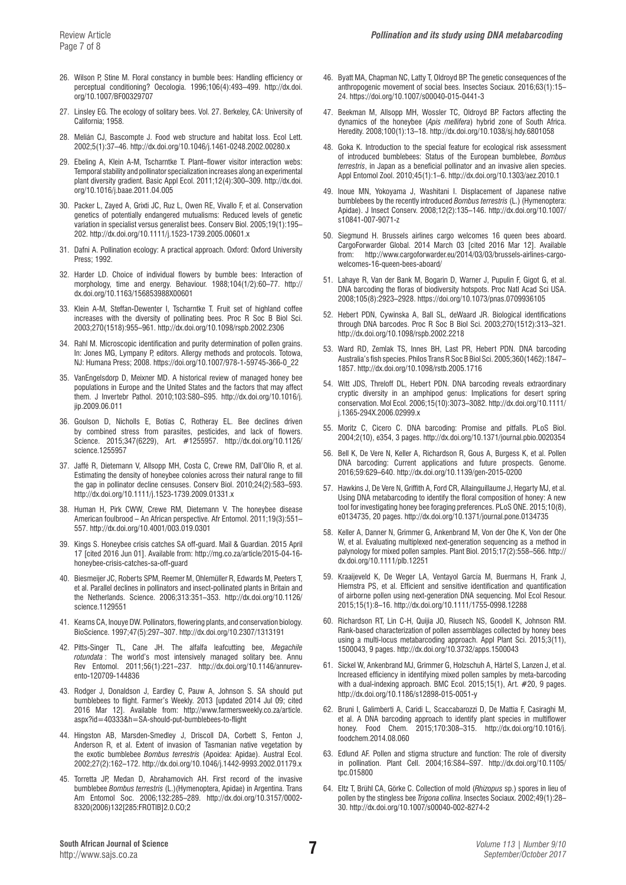26. Wilson P, Stine M. Floral constancy in bumble bees: Handling efficiency or perceptual conditioning? Oecologia. 1996;106(4):493–499. http://dx.doi.org/10.1007/BF00329707

27. Linsley EG. The ecology of solitary bees. Vol. 27. Berkeley, CA: University of California; 1958.

28. Melián CJ, Bascompte J. Food web structure and habitat loss. Ecol Lett. 2002;5(1):37–46. http://dx.doi.org/10.1046/j.1461-0248.2002.00280.x

29. Ebeling A, Klein A-M, Tscharntke T. Plant–flower visitor interaction webs: Temporal stability and pollinator specialization increases along an experimental plant diversity gradient. Basic Appl Ecol. 2011;12(4):300–309. http://dx.doi.org/10.1016/j.baae.2011.04.005

30. Packer L, Zayed A, Grixti JC, Ruz L, Owen RE, Vivallo F, et al. Conservation genetics of potentially endangered mutualisms: Reduced levels of genetic variation in specialist versus generalist bees. Conserv Biol. 2005;19(1):195–202. http://dx.doi.org/10.1111/j.1523-1739.2005.00601.x

31. Dafni A. Pollination ecology: A practical approach. Oxford: Oxford University Press; 1992.

32. Harder LD. Choice of individual flowers by bumble bees: Interaction of morphology, time and energy. Behaviour. 1988;104(1/2):60–77. http://dx.doi.org/10.1163/156853988X00601

33. Klein A-M, Steffan-Dewenter I, Tscharntke T. Fruit set of highland coffee increases with the diversity of pollinating bees. Proc R Soc B Biol Sci. 2003;270(1518):955–961. http://dx.doi.org/10.1098/rspb.2002.2306

34. Rahl M. Microscopic identification and purity determination of pollen grains. In: Jones MG, Lympany P, editors. Allergy methods and protocols. Totowa, NJ: Humana Press; 2008. https://doi.org/10.1007/978-1-59745-366-0_22

35. VanEngelsdorp D, Meixner MD. A historical review of managed honey bee populations in Europe and the United States and the factors that may affect them. J Invertebr Pathol. 2010;103:S80–S95. http://dx.doi.org/10.1016/j.jip.2009.06.011

36. Goulson D, Nicholls E, Botías C, Rotheray EL. Bee declines driven by combined stress from parasites, pesticides, and lack of flowers. Science. 2015;347(6229), Art. #1255957. http://dx.doi.org/10.1126/science.1255957

37. Jaffé R, Dietemann V, Allsopp MH, Costa C, Crewe RM, Dall'Olio R, et al. Estimating the density of honeybee colonies across their natural range to fill the gap in pollinator decline censuses. Conserv Biol. 2010;24(2):583–593. http://dx.doi.org/10.1111/j.1523-1739.2009.01331.x

38. Human H, Pirk CWW, Crewe RM, Dietemann V. The honeybee disease American foulbrood – An African perspective. Afr Entomol. 2011;19(3):551–557. http://dx.doi.org/10.4001/003.019.0301

39. Kings S. Honeybee crisis catches SA off-guard. Mail & Guardian. 2015 April 17 [cited 2016 Jun 01]. Available from: http://mg.co.za/article/2015-04-16-honeybee-crisis-catches-sa-off-guard

40. Biesmeijer JC, Roberts SPM, Reemer M, Ohlemüller R, Edwards M, Peeters T, et al. Parallel declines in pollinators and insect-pollinated plants in Britain and the Netherlands. Science. 2006;313:351–353. http://dx.doi.org/10.1126/science.1129551

41. Kearns CA, Inouye DW. Pollinators, flowering plants, and conservation biology. BioScience. 1997;47(5):297–307. http://dx.doi.org/10.2307/1313191

42. Pitts-Singer TL, Cane JH. The alfalfa leafcutting bee, *Megachile rotundata* : The world's most intensively managed solitary bee. Annu Rev Entomol. 2011;56(1):221–237. http://dx.doi.org/10.1146/annurev-ento-120709-144836

43. Rodger J, Donaldson J, Eardley C, Pauw A, Johnson S. SA should put bumblebees to flight. Farmer's Weekly. 2013 [updated 2014 Jul 09; cited 2016 Mar 12]. Available from: http://www.farmersweekly.co.za/article.aspx?id=40333&h=SA-should-put-bumblebees-to-flight

44. Hingston AB, Marsden-Smedley J, Driscoll DA, Corbett S, Fenton J, Anderson R, et al. Extent of invasion of Tasmanian native vegetation by the exotic bumblebee *Bombus terrestris* (Apoidea: Apidae). Austral Ecol. 2002;27(2):162–172. http://dx.doi.org/10.1046/j.1442-9993.2002.01179.x

45. Torretta JP, Medan D, Abrahamovich AH. First record of the invasive bumblebee *Bombus terrestris* (L.)(Hymenoptera, Apidae) in Argentina. Trans Am Entomol Soc. 2006;132:285–289. http://dx.doi.org/10.3157/0002-8320(2006)132[285:FROTIB]2.0.CO;2

46. Byatt MA, Chapman NC, Latty T, Oldroyd BP. The genetic consequences of the anthropogenic movement of social bees. Insectes Sociaux. 2016;63(1):15–24. https://doi.org/10.1007/s00040-015-0441-3

47. Beekman M, Allsopp MH, Wossler TC, Oldroyd BP. Factors affecting the dynamics of the honeybee (*Apis mellifera*) hybrid zone of South Africa. Heredity. 2008;100(1):13–18. http://dx.doi.org/10.1038/sj.hdy.6801058

48. Goka K. Introduction to the special feature for ecological risk assessment of introduced bumblebees: Status of the European bumblebee, *Bombus terrestris*, in Japan as a beneficial pollinator and an invasive alien species. Appl Entomol Zool. 2010;45(1):1–6. http://dx.doi.org/10.1303/aez.2010.1

49. Inoue MN, Yokoyama J, Washitani I. Displacement of Japanese native bumblebees by the recently introduced *Bombus terrestris* (L.) (Hymenoptera: Apidae). J Insect Conserv. 2008;12(2):135–146. http://dx.doi.org/10.1007/s10841-007-9071-z

50. Siegmund H. Brussels airlines cargo welcomes 16 queen bees aboard. CargoForwarder Global. 2014 March 03 [cited 2016 Mar 12]. Available from: http://www.cargoforwarder.eu/2014/03/03/brussels-airlines-cargo-welcomes-16-queen-bees-aboard/

51. Lahaye R, Van der Bank M, Bogarin D, Warner J, Pupulin F, Gigot G, et al. DNA barcoding the floras of biodiversity hotspots. Proc Natl Acad Sci USA. 2008;105(8):2923–2928. https://doi.org/10.1073/pnas.0709936105

52. Hebert PDN, Cywinska A, Ball SL, deWaard JR. Biological identifications through DNA barcodes. Proc R Soc B Biol Sci. 2003;270(1512):313–321. http://dx.doi.org/10.1098/rspb.2002.2218

53. Ward RD, Zemlak TS, Innes BH, Last PR, Hebert PDN. DNA barcoding Australia's fish species. Philos Trans R Soc B Biol Sci. 2005;360(1462):1847–1857. http://dx.doi.org/10.1098/rstb.2005.1716

54. Witt JDS, Threloff DL, Hebert PDN. DNA barcoding reveals extraordinary cryptic diversity in an amphipod genus: Implications for desert spring conservation. Mol Ecol. 2006;15(10):3073–3082. http://dx.doi.org/10.1111/j.1365-294X.2006.02999.x

55. Moritz C, Cicero C. DNA barcoding: Promise and pitfalls. PLoS Biol. 2004;2(10), e354, 3 pages. http://dx.doi.org/10.1371/journal.pbio.0020354

56. Bell K, De Vere N, Keller A, Richardson R, Gous A, Burgess K, et al. Pollen DNA barcoding: Current applications and future prospects. Genome. 2016;59:629–640. http://dx.doi.org/10.1139/gen-2015-0200

57. Hawkins J, De Vere N, Griffith A, Ford CR, Allainguillaume J, Hegarty MJ, et al. Using DNA metabarcoding to identify the floral composition of honey: A new tool for investigating honey bee foraging preferences. PLoS ONE. 2015;10(8), e0134735, 20 pages. http://dx.doi.org/10.1371/journal.pone.0134735

58. Keller A, Danner N, Grimmer G, Ankenbrand M, Von der Ohe K, Von der Ohe W, et al. Evaluating multiplexed next-generation sequencing as a method in palynology for mixed pollen samples. Plant Biol. 2015;17(2):558–566. http://dx.doi.org/10.1111/plb.12251

59. Kraaijeveld K, De Weger LA, Ventayol García M, Buermans H, Frank J, Hiemstra PS, et al. Efficient and sensitive identification and quantification of airborne pollen using next-generation DNA sequencing. Mol Ecol Resour. 2015;15(1):8–16. http://dx.doi.org/10.1111/1755-0998.12288

60. Richardson RT, Lin C-H, Quijia JO, Riusech NS, Goodell K, Johnson RM. Rank-based characterization of pollen assemblages collected by honey bees using a multi-locus metabarcoding approach. Appl Plant Sci. 2015;3(11), 1500043, 9 pages. http://dx.doi.org/10.3732/apps.1500043

61. Sickel W, Ankenbrand MJ, Grimmer G, Holzschuh A, Härtel S, Lanzen J, et al. Increased efficiency in identifying mixed pollen samples by meta-barcoding with a dual-indexing approach. BMC Ecol. 2015;15(1), Art. #20, 9 pages. http://dx.doi.org/10.1186/s12898-015-0051-y

62. Bruni I, Galimberti A, Caridi L, Scaccabarozzi D, De Mattia F, Casiraghi M, et al. A DNA barcoding approach to identify plant species in multiflower honey. Food Chem. 2015;170:308–315. http://dx.doi.org/10.1016/j.foodchem.2014.08.060

63. Edlund AF. Pollen and stigma structure and function: The role of diversity in pollination. Plant Cell. 2004;16:S84–S97. http://dx.doi.org/10.1105/tpc.015800

64. Eltz T, Brühl CA, Görke C. Collection of mold (*Rhizopus* sp.) spores in lieu of pollen by the stingless bee *Trigona collina*. Insectes Sociaux. 2002;49(1):28–30. http://dx.doi.org/10.1007/s00040-002-8274-2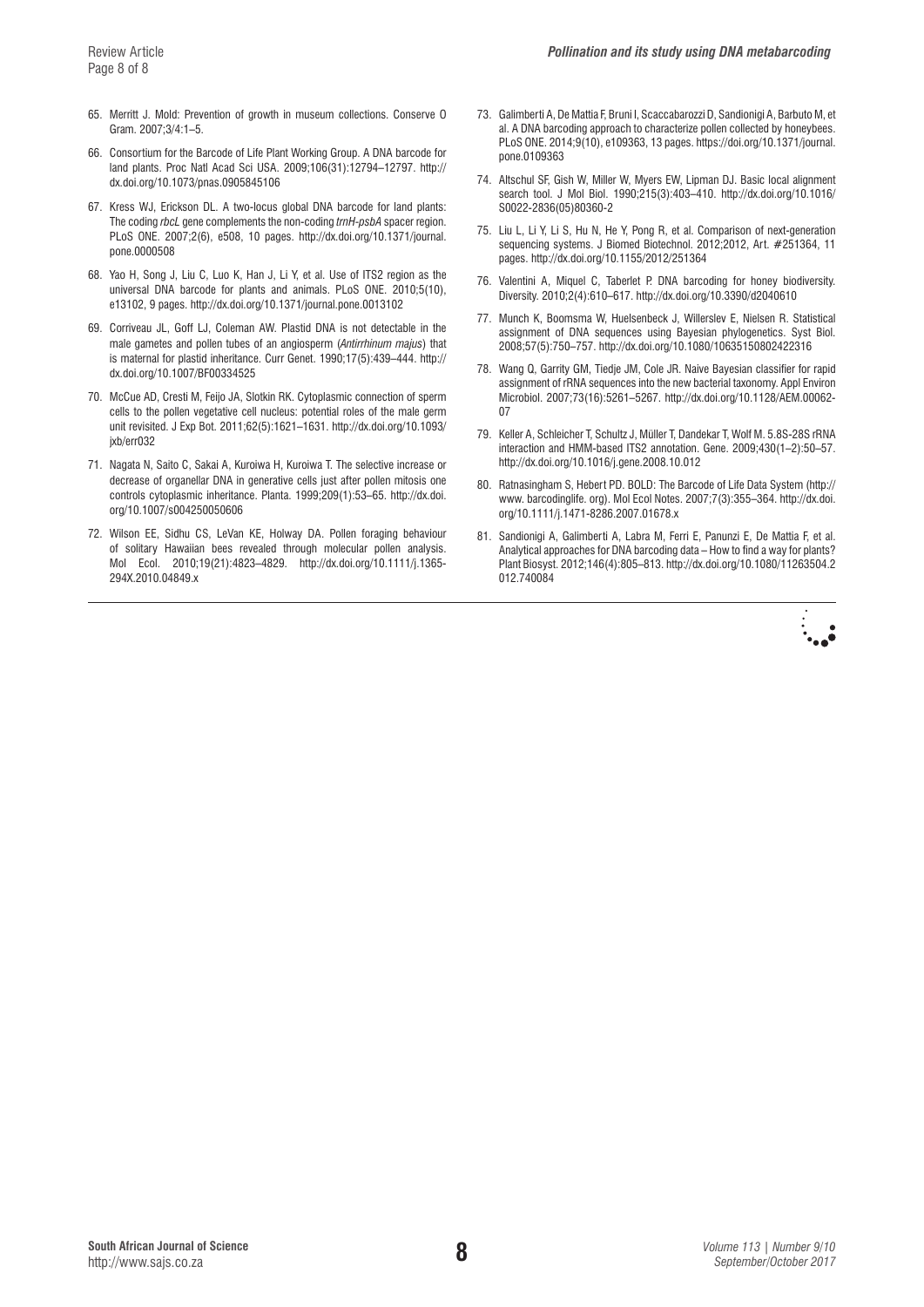65. Merritt J. Mold: Prevention of growth in museum collections. Conserve O Gram. 2007;3/4:1–5.

66. Consortium for the Barcode of Life Plant Working Group. A DNA barcode for land plants. Proc Natl Acad Sci USA. 2009;106(31):12794–12797. http://dx.doi.org/10.1073/pnas.0905845106

67. Kress WJ, Erickson DL. A two-locus global DNA barcode for land plants: The coding *rbcL* gene complements the non-coding *trnH-psbA* spacer region. PLoS ONE. 2007;2(6), e508, 10 pages. http://dx.doi.org/10.1371/journal.pone.0000508

68. Yao H, Song J, Liu C, Luo K, Han J, Li Y, et al. Use of ITS2 region as the universal DNA barcode for plants and animals. PLoS ONE. 2010;5(10), e13102, 9 pages. http://dx.doi.org/10.1371/journal.pone.0013102

69. Corriveau JL, Goff LJ, Coleman AW. Plastid DNA is not detectable in the male gametes and pollen tubes of an angiosperm (*Antirrhinum majus*) that is maternal for plastid inheritance. Curr Genet. 1990;17(5):439–444. http://dx.doi.org/10.1007/BF00334525

70. McCue AD, Cresti M, Feijo JA, Slotkin RK. Cytoplasmic connection of sperm cells to the pollen vegetative cell nucleus: potential roles of the male germ unit revisited. J Exp Bot. 2011;62(5):1621–1631. http://dx.doi.org/10.1093/jxb/err032

71. Nagata N, Saito C, Sakai A, Kuroiwa H, Kuroiwa T. The selective increase or decrease of organellar DNA in generative cells just after pollen mitosis one controls cytoplasmic inheritance. Planta. 1999;209(1):53–65. http://dx.doi.org/10.1007/s004250050606

72. Wilson EE, Sidhu CS, LeVan KE, Holway DA. Pollen foraging behaviour of solitary Hawaiian bees revealed through molecular pollen analysis. Mol Ecol. 2010;19(21):4823–4829. http://dx.doi.org/10.1111/j.1365-294X.2010.04849.x

73. Galimberti A, De Mattia F, Bruni I, Scaccabarozzi D, Sandionigi A, Barbuto M, et al. A DNA barcoding approach to characterize pollen collected by honeybees. PLoS ONE. 2014;9(10), e109363, 13 pages. https://doi.org/10.1371/journal.pone.0109363

74. Altschul SF, Gish W, Miller W, Myers EW, Lipman DJ. Basic local alignment search tool. J Mol Biol. 1990;215(3):403–410. http://dx.doi.org/10.1016/S0022-2836(05)80360-2

75. Liu L, Li Y, Li S, Hu N, He Y, Pong R, et al. Comparison of next-generation sequencing systems. J Biomed Biotechnol. 2012;2012, Art. #251364, 11 pages. http://dx.doi.org/10.1155/2012/251364

76. Valentini A, Miquel C, Taberlet P. DNA barcoding for honey biodiversity. Diversity. 2010;2(4):610–617. http://dx.doi.org/10.3390/d2040610

77. Munch K, Boomsma W, Huelsenbeck J, Willerslev E, Nielsen R. Statistical assignment of DNA sequences using Bayesian phylogenetics. Syst Biol. 2008;57(5):750–757. http://dx.doi.org/10.1080/10635150802422316

78. Wang Q, Garrity GM, Tiedje JM, Cole JR. Naive Bayesian classifier for rapid assignment of rRNA sequences into the new bacterial taxonomy. Appl Environ Microbiol. 2007;73(16):5261–5267. http://dx.doi.org/10.1128/AEM.00062-07

79. Keller A, Schleicher T, Schultz J, Müller T, Dandekar T, Wolf M. 5.8S-28S rRNA interaction and HMM-based ITS2 annotation. Gene. 2009;430(1–2):50–57. http://dx.doi.org/10.1016/j.gene.2008.10.012

80. Ratnasingham S, Hebert PD. BOLD: The Barcode of Life Data System (http://www.barcodinglife.org). Mol Ecol Notes. 2007;7(3):355–364. http://dx.doi.org/10.1111/j.1471-8286.2007.01678.x

81. Sandionigi A, Galimberti A, Labra M, Ferri E, Panunzi E, De Mattia F, et al. Analytical approaches for DNA barcoding data – How to find a way for plants? Plant Biosyst. 2012;146(4):805–813. http://dx.doi.org/10.1080/11263504.2012.740084